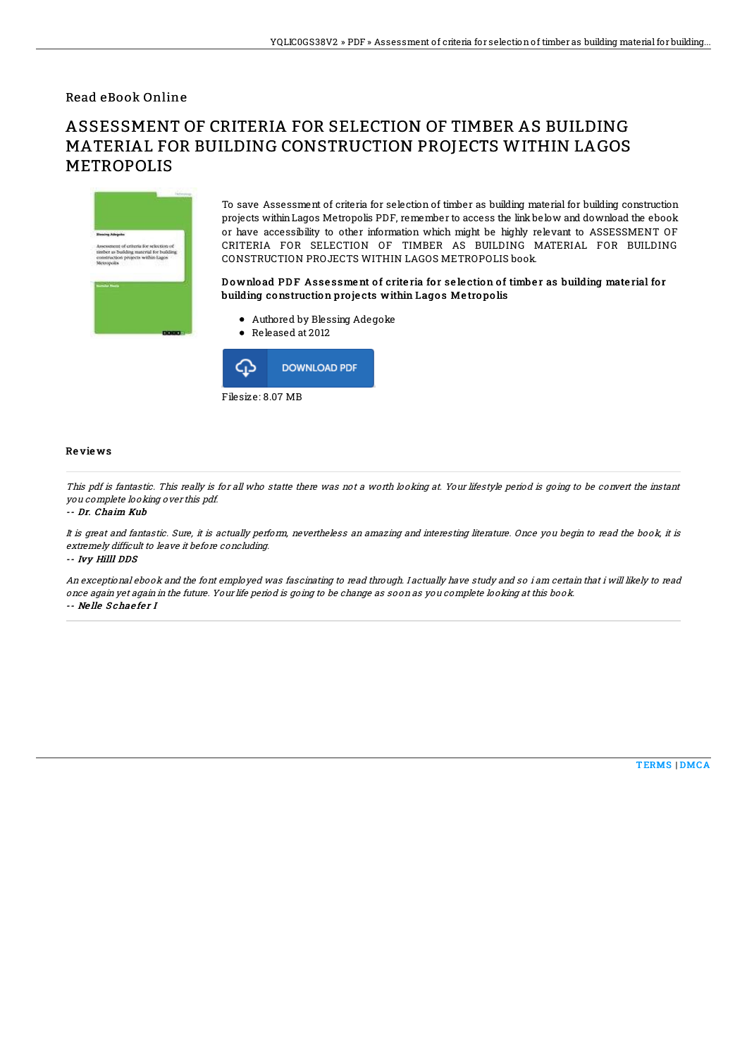Read eBook Online

# ASSESSMENT OF CRITERIA FOR SELECTION OF TIMBER AS BUILDING MATERIAL FOR BUILDING CONSTRUCTION PROJECTS WITHIN LAGOS METROPOLIS

To save Assessment of criteria for selection of timber as building material for building construction projects within Lagos Metropolis PDF, remember to access the link below and download the ebook or have accessibility to other information which might be highly relevant to ASSESSMENT OF CRITERIA FOR SELECTION OF TIMBER AS BUILDING MATERIAL FOR BUILDING CONSTRUCTION PROJECTS WITHIN LAGOS METROPOLIS book.

### Download PDF Assessment of criteria for selection of timber as building material for building construction projects within Lagos Metropolis

- Authored by Blessing Adegoke
- Released at 2012

DOWNLOAD PDF

Filesize: 8.07 MB

## Reviews

*This pdf is fantastic. This really is for all who statte there was not a worth looking at. Your lifestyle period is going to be convert the instant you complete looking over this pdf.*

-- *Dr. Chaim Kub*

*It is great and fantastic. Sure, it is actually perform, nevertheless an amazing and interesting literature. Once you begin to read the book, it is extremely difficult to leave it before concluding.*

-- *Ivy Hilll DDS*

*An exceptional ebook and the font employed was fascinating to read through. I actually have study and so i am certain that i will likely to read once again yet again in the future. Your life period is going to be change as soon as you complete looking at this book.*

-- *Nelle Schaefer I*

TERMS | DMCA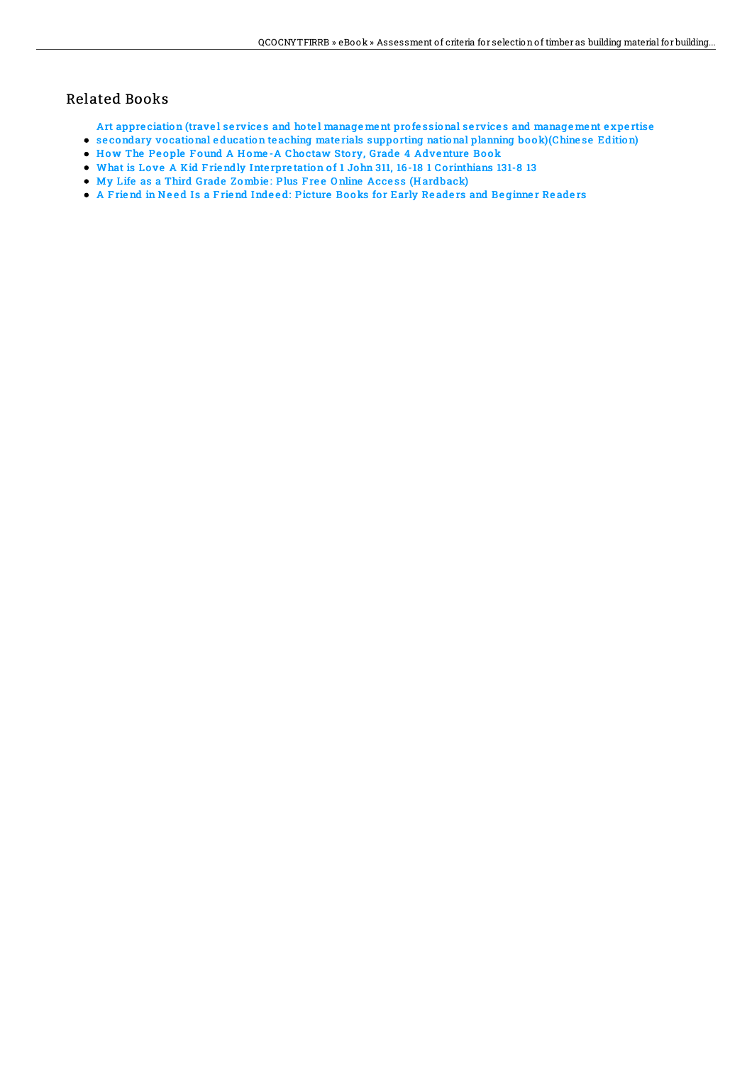## Related Books

- Art appreciation (travel services and hotel management professional services and management expertise secondary vocational education teaching materials supporting national planning book)(Chinese Edition)
- How The People Found A Home-A Choctaw Story, Grade 4 Adventure Book
- What is Love A Kid Friendly Interpretation of 1 John 311, 16-18 1 Corinthians 131-8 13
- My Life as a Third Grade Zombie: Plus Free Online Access (Hardback)
- A Friend in Need Is a Friend Indeed: Picture Books for Early Readers and Beginner Readers